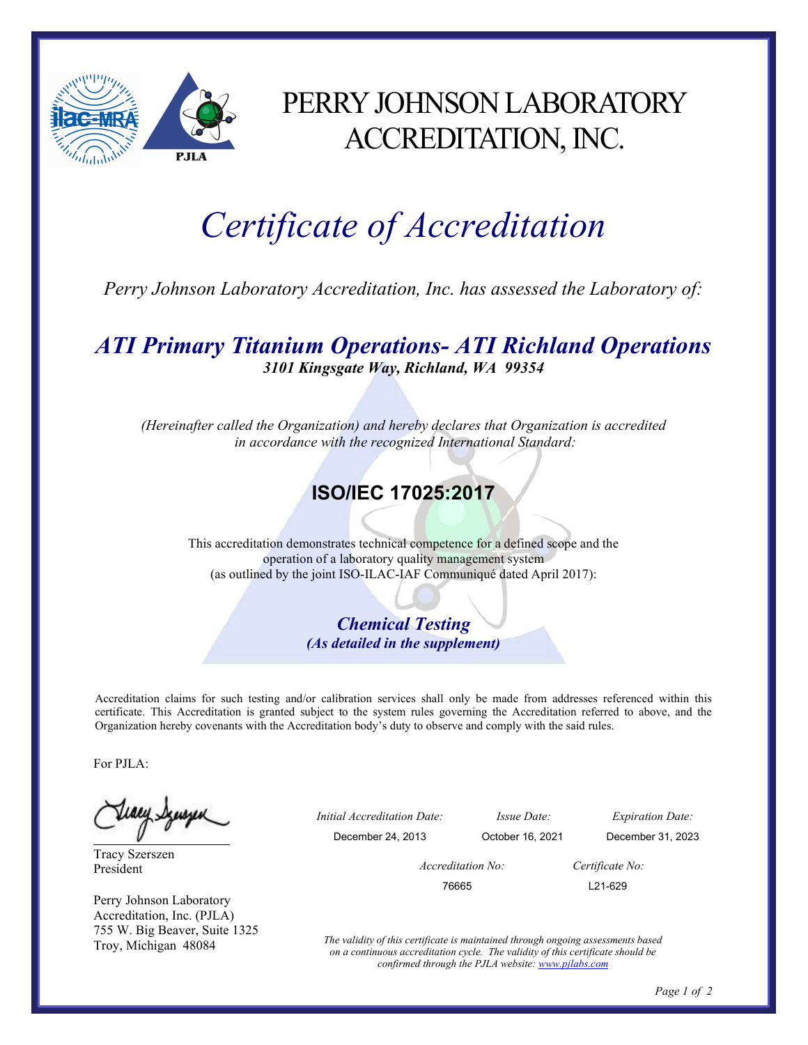# PERRY JOHNSON LABORATORY ACCREDITATION, INC.

# *Certificate of Accreditation*

*Perry Johnson Laboratory Accreditation, Inc. has assessed the Laboratory of:*

## *ATI Primary Titanium Operations- ATI Richland Operations*

***3101 Kingsgate Way, Richland, WA 99354***

*(Hereinafter called the Organization) and hereby declares that Organization is accredited in accordance with the recognized International Standard:*

## ISO/IEC 17025:2017

This accreditation demonstrates technical competence for a defined scope and the operation of a laboratory quality management system (as outlined by the joint ISO-ILAC-IAF Communiqué dated April 2017):

***Chemical Testing***
***(As detailed in the supplement)***

Accreditation claims for such testing and/or calibration services shall only be made from addresses referenced within this certificate. This Accreditation is granted subject to the system rules governing the Accreditation referred to above, and the Organization hereby covenants with the Accreditation body's duty to observe and comply with the said rules.

For PJLA:

Tracy Szerszen
President

Perry Johnson Laboratory Accreditation, Inc. (PJLA)
755 W. Big Beaver, Suite 1325
Troy, Michigan 48084

| *Initial Accreditation Date:* | *Issue Date:* | *Expiration Date:* |
|---|---|---|
| December 24, 2013 | October 16, 2021 | December 31, 2023 |

| *Accreditation No:* | *Certificate No:* |
|---|---|
| 76665 | L21-629 |

*The validity of this certificate is maintained through ongoing assessments based on a continuous accreditation cycle. The validity of this certificate should be confirmed through the PJLA website: [www.pjlabs.com](http://www.pjlabs.com)*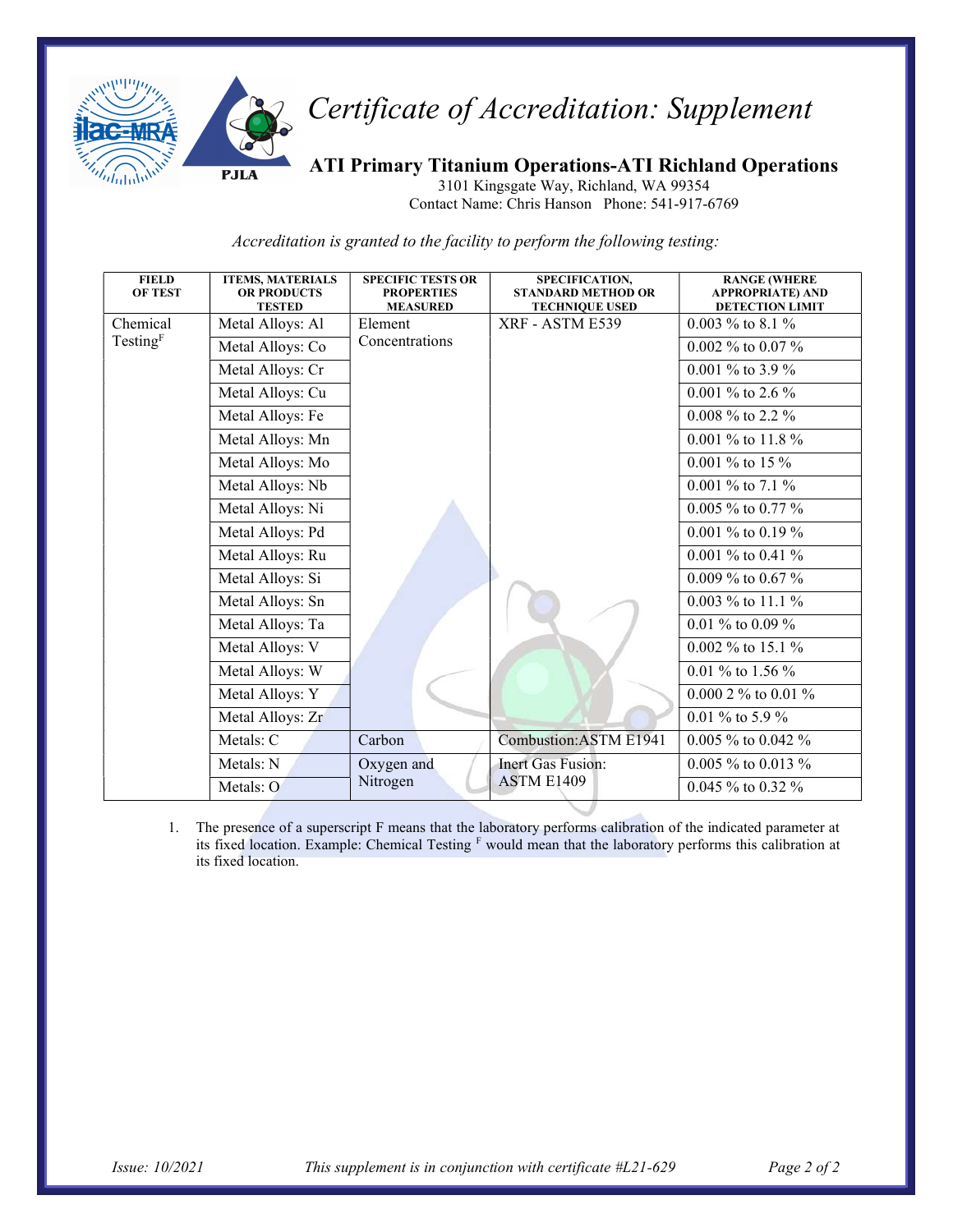# *Certificate of Accreditation: Supplement*

## ATI Primary Titanium Operations-ATI Richland Operations

3101 Kingsgate Way, Richland, WA 99354
Contact Name: Chris Hanson Phone: 541-917-6769

*Accreditation is granted to the facility to perform the following testing:*

| FIELD OF TEST | ITEMS, MATERIALS OR PRODUCTS TESTED | SPECIFIC TESTS OR PROPERTIES MEASURED | SPECIFICATION, STANDARD METHOD OR TECHNIQUE USED | RANGE (WHERE APPROPRIATE) AND DETECTION LIMIT |
|---|---|---|---|---|
| Chemical Testing$^{F}$ | Metal Alloys: Al | Element Concentrations | XRF - ASTM E539 | 0.003 % to 8.1 % |
| | Metal Alloys: Co | | | 0.002 % to 0.07 % |
| | Metal Alloys: Cr | | | 0.001 % to 3.9 % |
| | Metal Alloys: Cu | | | 0.001 % to 2.6 % |
| | Metal Alloys: Fe | | | 0.008 % to 2.2 % |
| | Metal Alloys: Mn | | | 0.001 % to 11.8 % |
| | Metal Alloys: Mo | | | 0.001 % to 15 % |
| | Metal Alloys: Nb | | | 0.001 % to 7.1 % |
| | Metal Alloys: Ni | | | 0.005 % to 0.77 % |
| | Metal Alloys: Pd | | | 0.001 % to 0.19 % |
| | Metal Alloys: Ru | | | 0.001 % to 0.41 % |
| | Metal Alloys: Si | | | 0.009 % to 0.67 % |
| | Metal Alloys: Sn | | | 0.003 % to 11.1 % |
| | Metal Alloys: Ta | | | 0.01 % to 0.09 % |
| | Metal Alloys: V | | | 0.002 % to 15.1 % |
| | Metal Alloys: W | | | 0.01 % to 1.56 % |
| | Metal Alloys: Y | | | 0.000 2 % to 0.01 % |
| | Metal Alloys: Zr | | | 0.01 % to 5.9 % |
| | Metals: C | Carbon | Combustion:ASTM E1941 | 0.005 % to 0.042 % |
| | Metals: N | Oxygen and Nitrogen | Inert Gas Fusion: ASTM E1409 | 0.005 % to 0.013 % |
| | Metals: O | | | 0.045 % to 0.32 % |

1. The presence of a superscript F means that the laboratory performs calibration of the indicated parameter at its fixed location. Example: Chemical Testing $^{F}$ would mean that the laboratory performs this calibration at its fixed location.

*Issue: 10/2021* *This supplement is in conjunction with certificate #L21-629*